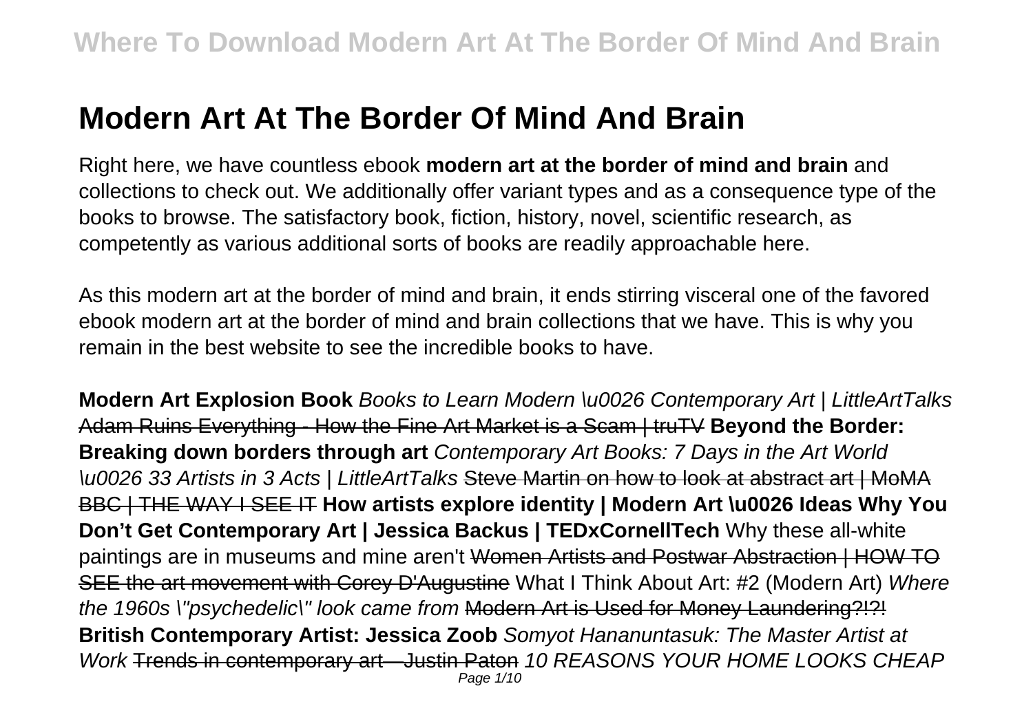# Modern Art At The Border Of Mind And Brain

Right here, we have countless ebook **modern art at the border of mind and brain** and collections to check out. We additionally offer variant types and as a consequence type of the books to browse. The satisfactory book, fiction, history, novel, scientific research, as competently as various additional sorts of books are readily approachable here.

As this modern art at the border of mind and brain, it ends stirring visceral one of the favored ebook modern art at the border of mind and brain collections that we have. This is why you remain in the best website to see the incredible books to have.

**Modern Art Explosion Book** *Books to Learn Modern \u0026 Contemporary Art | LittleArtTalks* ~~Adam Ruins Everything - How the Fine Art Market is a Scam | truTV~~ **Beyond the Border: Breaking down borders through art** *Contemporary Art Books: 7 Days in the Art World \u0026 33 Artists in 3 Acts | LittleArtTalks* ~~Steve Martin on how to look at abstract art | MoMA BBC | THE WAY I SEE IT~~ **How artists explore identity | Modern Art \u0026 Ideas Why You Don't Get Contemporary Art | Jessica Backus | TEDxCornellTech** Why these all-white paintings are in museums and mine aren't ~~Women Artists and Postwar Abstraction | HOW TO SEE the art movement with Corey D'Augustine~~ What I Think About Art: #2 (Modern Art) *Where the 1960s \"psychedelic\" look came from* ~~Modern Art is Used for Money Laundering?!?!~~ **British Contemporary Artist: Jessica Zoob** *Somyot Hananuntasuk: The Master Artist at Work* ~~Trends in contemporary art—Justin Paton~~ *10 REASONS YOUR HOME LOOKS CHEAP*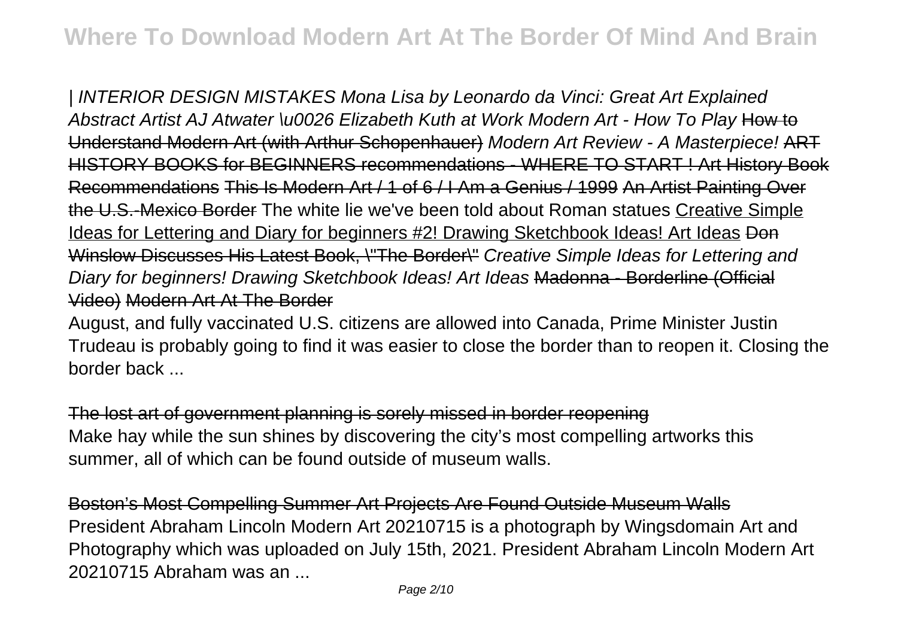| *INTERIOR DESIGN MISTAKES* *Mona Lisa by Leonardo da Vinci: Great Art Explained* *Abstract Artist AJ Atwater \u0026 Elizabeth Kuth at Work* *Modern Art - How To Play* ~~How to Understand Modern Art (with Arthur Schopenhauer)~~ *Modern Art Review - A Masterpiece!* ~~ART HISTORY BOOKS for BEGINNERS recommendations - WHERE TO START ! Art History Book Recommendations~~ ~~This Is Modern Art / 1 of 6 / I Am a Genius / 1999~~ ~~An Artist Painting Over the U.S.-Mexico Border~~ The white lie we've been told about Roman statues Creative Simple Ideas for Lettering and Diary for beginners #2! Drawing Sketchbook Ideas! Art Ideas ~~Don Winslow Discusses His Latest Book, \"The Border\"~~ *Creative Simple Ideas for Lettering and Diary for beginners! Drawing Sketchbook Ideas! Art Ideas* ~~Madonna - Borderline (Official Video)~~ ~~Modern Art At The Border~~

August, and fully vaccinated U.S. citizens are allowed into Canada, Prime Minister Justin Trudeau is probably going to find it was easier to close the border than to reopen it. Closing the border back ...

~~The lost art of government planning is sorely missed in border reopening~~

Make hay while the sun shines by discovering the city's most compelling artworks this summer, all of which can be found outside of museum walls.

~~Boston's Most Compelling Summer Art Projects Are Found Outside Museum Walls~~

President Abraham Lincoln Modern Art 20210715 is a photograph by Wingsdomain Art and Photography which was uploaded on July 15th, 2021. President Abraham Lincoln Modern Art 20210715 Abraham was an ...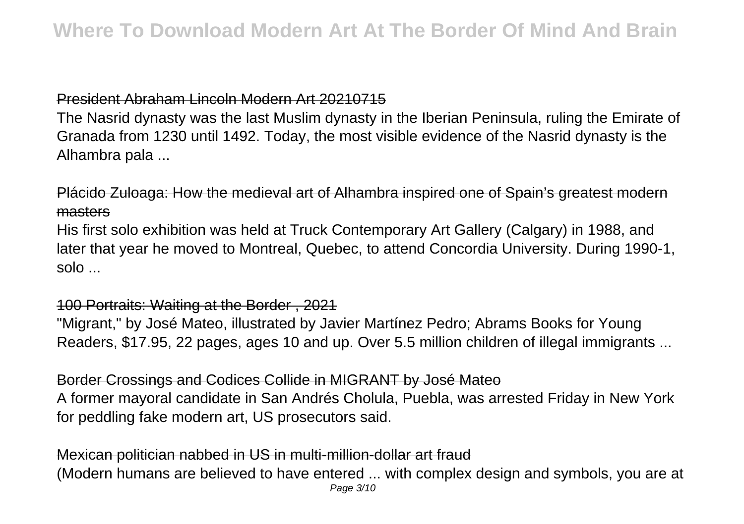President Abraham Lincoln Modern Art 20210715

The Nasrid dynasty was the last Muslim dynasty in the Iberian Peninsula, ruling the Emirate of Granada from 1230 until 1492. Today, the most visible evidence of the Nasrid dynasty is the Alhambra pala ...

Plácido Zuloaga: How the medieval art of Alhambra inspired one of Spain's greatest modern masters

His first solo exhibition was held at Truck Contemporary Art Gallery (Calgary) in 1988, and later that year he moved to Montreal, Quebec, to attend Concordia University. During 1990-1, solo ...

100 Portraits: Waiting at the Border , 2021

"Migrant," by José Mateo, illustrated by Javier Martínez Pedro; Abrams Books for Young Readers, $17.95, 22 pages, ages 10 and up. Over 5.5 million children of illegal immigrants ...

Border Crossings and Codices Collide in MIGRANT by José Mateo

A former mayoral candidate in San Andrés Cholula, Puebla, was arrested Friday in New York for peddling fake modern art, US prosecutors said.

Mexican politician nabbed in US in multi-million-dollar art fraud

(Modern humans are believed to have entered ... with complex design and symbols, you are at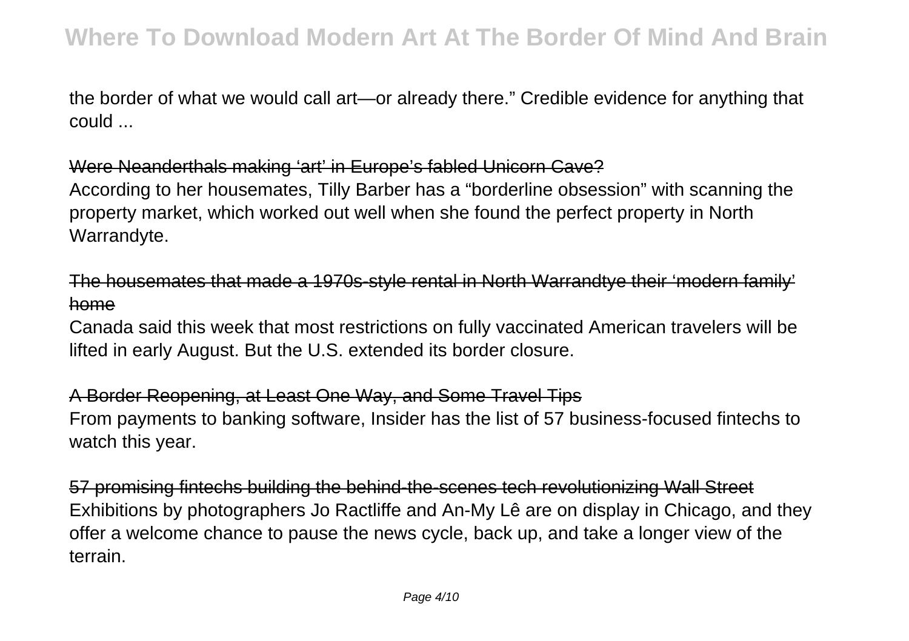the border of what we would call art—or already there." Credible evidence for anything that could ...

Were Neanderthals making 'art' in Europe's fabled Unicorn Cave?

According to her housemates, Tilly Barber has a "borderline obsession" with scanning the property market, which worked out well when she found the perfect property in North Warrandyte.

The housemates that made a 1970s-style rental in North Warrandtye their 'modern family' home

Canada said this week that most restrictions on fully vaccinated American travelers will be lifted in early August. But the U.S. extended its border closure.

A Border Reopening, at Least One Way, and Some Travel Tips

From payments to banking software, Insider has the list of 57 business-focused fintechs to watch this year.

57 promising fintechs building the behind-the-scenes tech revolutionizing Wall Street

Exhibitions by photographers Jo Ractliffe and An-My Lê are on display in Chicago, and they offer a welcome chance to pause the news cycle, back up, and take a longer view of the terrain.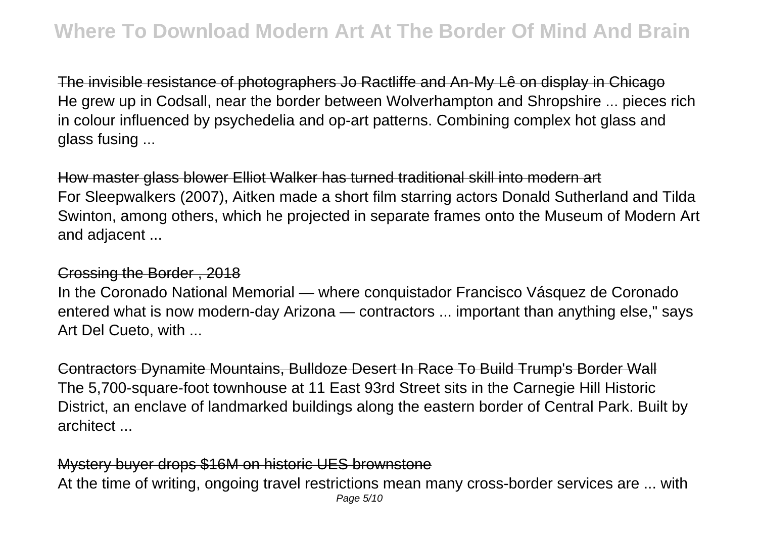The invisible resistance of photographers Jo Ractliffe and An-My Lê on display in Chicago
He grew up in Codsall, near the border between Wolverhampton and Shropshire ... pieces rich in colour influenced by psychedelia and op-art patterns. Combining complex hot glass and glass fusing ...

How master glass blower Elliot Walker has turned traditional skill into modern art
For Sleepwalkers (2007), Aitken made a short film starring actors Donald Sutherland and Tilda Swinton, among others, which he projected in separate frames onto the Museum of Modern Art and adjacent ...

Crossing the Border , 2018
In the Coronado National Memorial — where conquistador Francisco Vásquez de Coronado entered what is now modern-day Arizona — contractors ... important than anything else," says Art Del Cueto, with ...

Contractors Dynamite Mountains, Bulldoze Desert In Race To Build Trump's Border Wall
The 5,700-square-foot townhouse at 11 East 93rd Street sits in the Carnegie Hill Historic District, an enclave of landmarked buildings along the eastern border of Central Park. Built by architect ...

Mystery buyer drops $16M on historic UES brownstone
At the time of writing, ongoing travel restrictions mean many cross-border services are ... with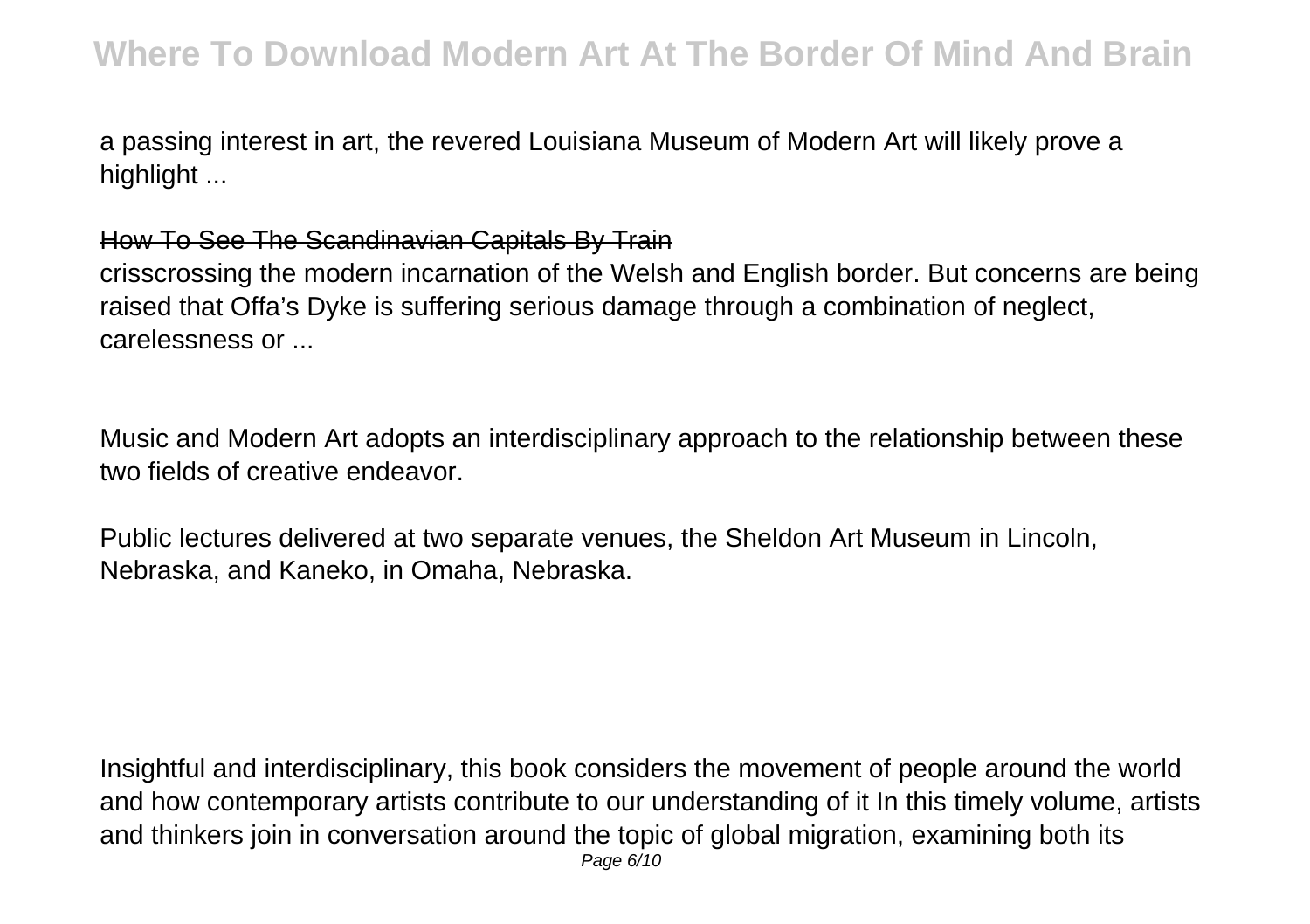a passing interest in art, the revered Louisiana Museum of Modern Art will likely prove a highlight ...

How To See The Scandinavian Capitals By Train

crisscrossing the modern incarnation of the Welsh and English border. But concerns are being raised that Offa's Dyke is suffering serious damage through a combination of neglect, carelessness or ...

Music and Modern Art adopts an interdisciplinary approach to the relationship between these two fields of creative endeavor.

Public lectures delivered at two separate venues, the Sheldon Art Museum in Lincoln, Nebraska, and Kaneko, in Omaha, Nebraska.

Insightful and interdisciplinary, this book considers the movement of people around the world and how contemporary artists contribute to our understanding of it In this timely volume, artists and thinkers join in conversation around the topic of global migration, examining both its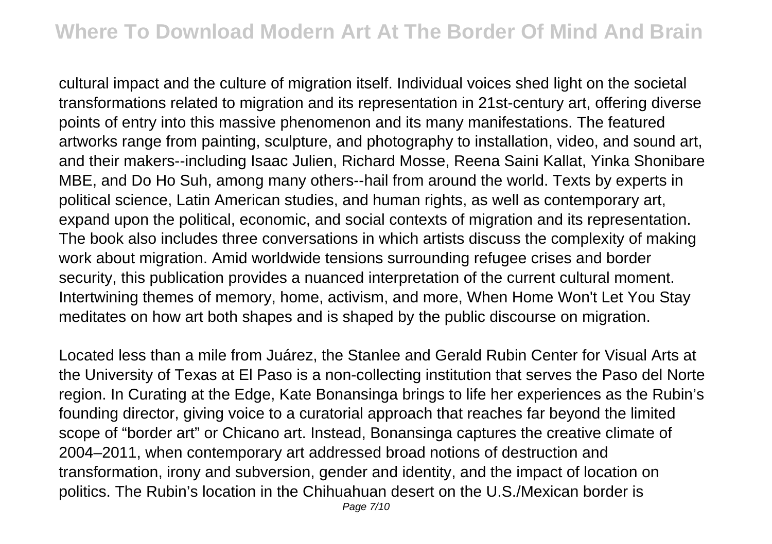cultural impact and the culture of migration itself. Individual voices shed light on the societal transformations related to migration and its representation in 21st-century art, offering diverse points of entry into this massive phenomenon and its many manifestations. The featured artworks range from painting, sculpture, and photography to installation, video, and sound art, and their makers--including Isaac Julien, Richard Mosse, Reena Saini Kallat, Yinka Shonibare MBE, and Do Ho Suh, among many others--hail from around the world. Texts by experts in political science, Latin American studies, and human rights, as well as contemporary art, expand upon the political, economic, and social contexts of migration and its representation. The book also includes three conversations in which artists discuss the complexity of making work about migration. Amid worldwide tensions surrounding refugee crises and border security, this publication provides a nuanced interpretation of the current cultural moment. Intertwining themes of memory, home, activism, and more, When Home Won't Let You Stay meditates on how art both shapes and is shaped by the public discourse on migration.

Located less than a mile from Juárez, the Stanlee and Gerald Rubin Center for Visual Arts at the University of Texas at El Paso is a non-collecting institution that serves the Paso del Norte region. In Curating at the Edge, Kate Bonansinga brings to life her experiences as the Rubin's founding director, giving voice to a curatorial approach that reaches far beyond the limited scope of "border art" or Chicano art. Instead, Bonansinga captures the creative climate of 2004–2011, when contemporary art addressed broad notions of destruction and transformation, irony and subversion, gender and identity, and the impact of location on politics. The Rubin's location in the Chihuahuan desert on the U.S./Mexican border is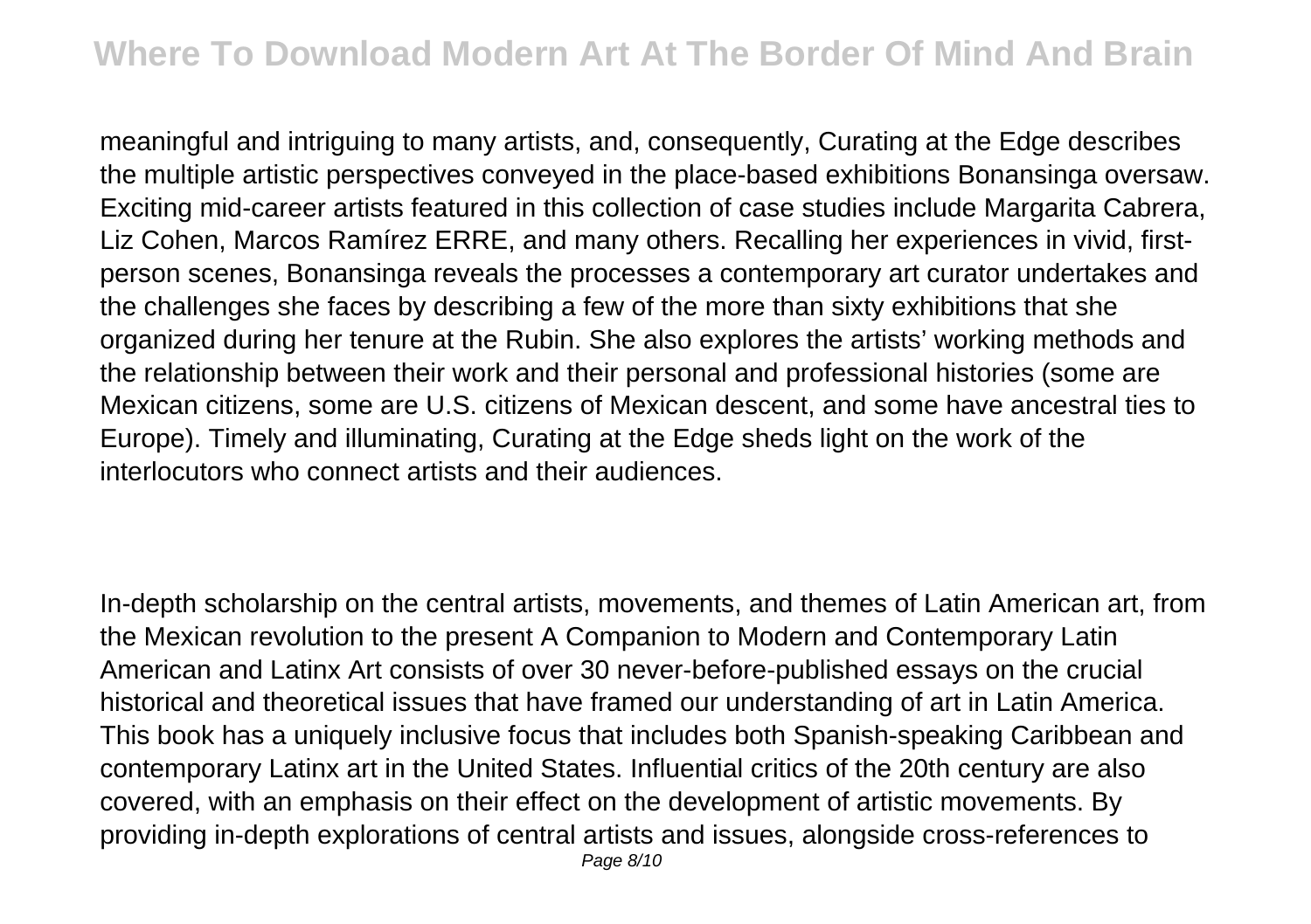meaningful and intriguing to many artists, and, consequently, Curating at the Edge describes the multiple artistic perspectives conveyed in the place-based exhibitions Bonansinga oversaw. Exciting mid-career artists featured in this collection of case studies include Margarita Cabrera, Liz Cohen, Marcos Ramírez ERRE, and many others. Recalling her experiences in vivid, first-person scenes, Bonansinga reveals the processes a contemporary art curator undertakes and the challenges she faces by describing a few of the more than sixty exhibitions that she organized during her tenure at the Rubin. She also explores the artists' working methods and the relationship between their work and their personal and professional histories (some are Mexican citizens, some are U.S. citizens of Mexican descent, and some have ancestral ties to Europe). Timely and illuminating, Curating at the Edge sheds light on the work of the interlocutors who connect artists and their audiences.

In-depth scholarship on the central artists, movements, and themes of Latin American art, from the Mexican revolution to the present A Companion to Modern and Contemporary Latin American and Latinx Art consists of over 30 never-before-published essays on the crucial historical and theoretical issues that have framed our understanding of art in Latin America. This book has a uniquely inclusive focus that includes both Spanish-speaking Caribbean and contemporary Latinx art in the United States. Influential critics of the 20th century are also covered, with an emphasis on their effect on the development of artistic movements. By providing in-depth explorations of central artists and issues, alongside cross-references to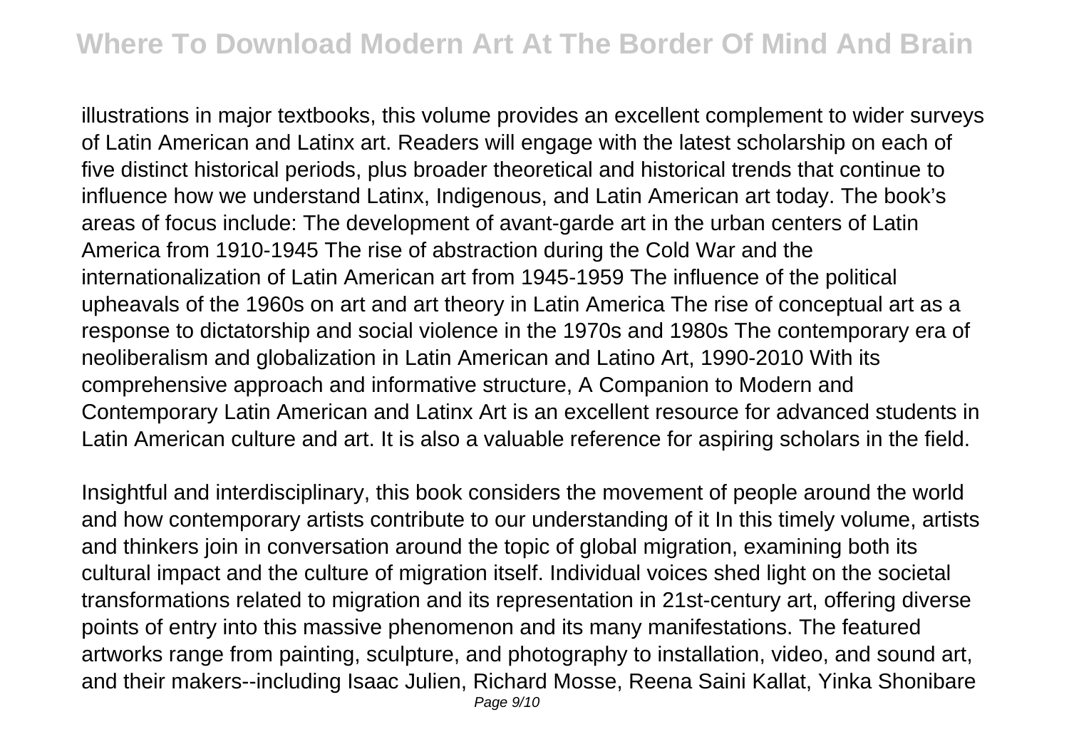illustrations in major textbooks, this volume provides an excellent complement to wider surveys of Latin American and Latinx art. Readers will engage with the latest scholarship on each of five distinct historical periods, plus broader theoretical and historical trends that continue to influence how we understand Latinx, Indigenous, and Latin American art today. The book's areas of focus include: The development of avant-garde art in the urban centers of Latin America from 1910-1945 The rise of abstraction during the Cold War and the internationalization of Latin American art from 1945-1959 The influence of the political upheavals of the 1960s on art and art theory in Latin America The rise of conceptual art as a response to dictatorship and social violence in the 1970s and 1980s The contemporary era of neoliberalism and globalization in Latin American and Latino Art, 1990-2010 With its comprehensive approach and informative structure, A Companion to Modern and Contemporary Latin American and Latinx Art is an excellent resource for advanced students in Latin American culture and art. It is also a valuable reference for aspiring scholars in the field.

Insightful and interdisciplinary, this book considers the movement of people around the world and how contemporary artists contribute to our understanding of it In this timely volume, artists and thinkers join in conversation around the topic of global migration, examining both its cultural impact and the culture of migration itself. Individual voices shed light on the societal transformations related to migration and its representation in 21st-century art, offering diverse points of entry into this massive phenomenon and its many manifestations. The featured artworks range from painting, sculpture, and photography to installation, video, and sound art, and their makers--including Isaac Julien, Richard Mosse, Reena Saini Kallat, Yinka Shonibare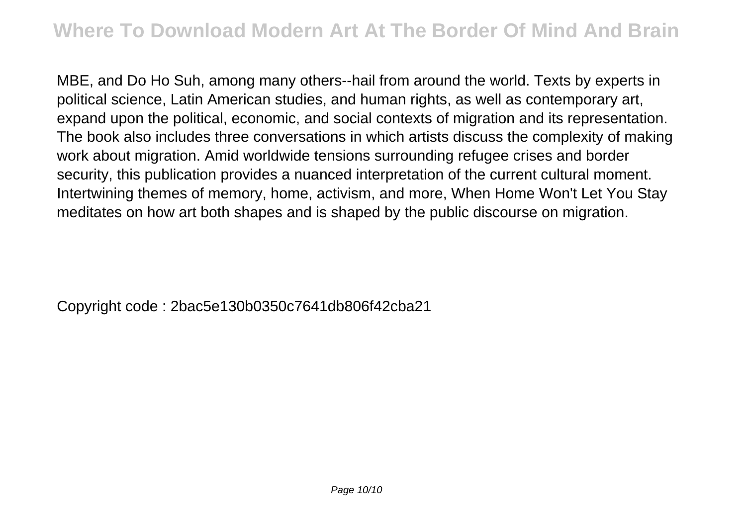MBE, and Do Ho Suh, among many others--hail from around the world. Texts by experts in political science, Latin American studies, and human rights, as well as contemporary art, expand upon the political, economic, and social contexts of migration and its representation. The book also includes three conversations in which artists discuss the complexity of making work about migration. Amid worldwide tensions surrounding refugee crises and border security, this publication provides a nuanced interpretation of the current cultural moment. Intertwining themes of memory, home, activism, and more, When Home Won't Let You Stay meditates on how art both shapes and is shaped by the public discourse on migration.

Copyright code : 2bac5e130b0350c7641db806f42cba21